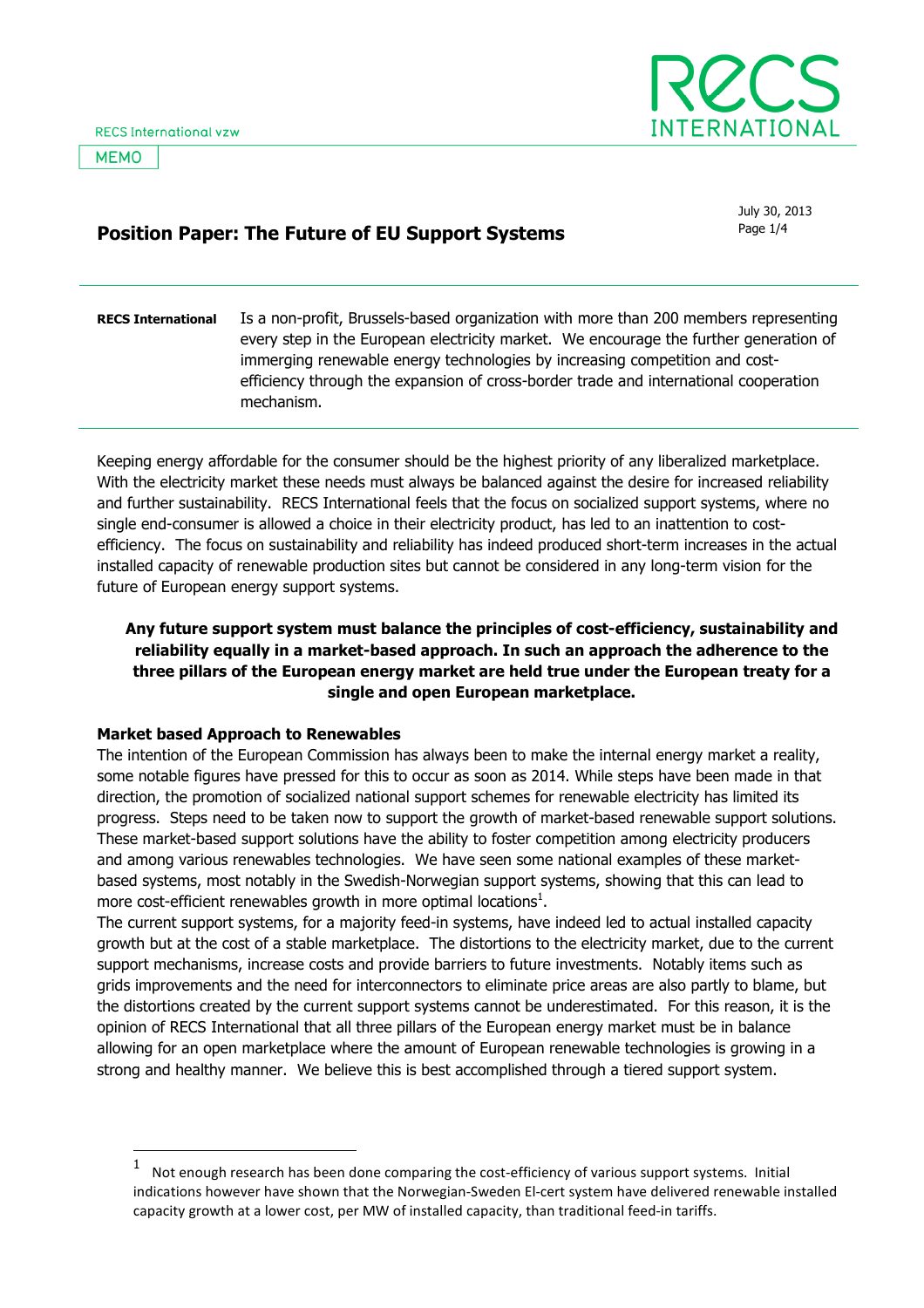RECS International vzw

MEMO

# Position Paper: The Future of EU Support Systems

July 30, 2013

**RECS International** Is a non-profit, Brussels-based organization with more than 200 members representing every step in the European electricity market. We encourage the further generation of immerging renewable energy technologies by increasing competition and cost-efficiency through the expansion of cross-border trade and international cooperation mechanism.

Keeping energy affordable for the consumer should be the highest priority of any liberalized marketplace. With the electricity market these needs must always be balanced against the desire for increased reliability and further sustainability. RECS International feels that the focus on socialized support systems, where no single end-consumer is allowed a choice in their electricity product, has led to an inattention to cost-efficiency. The focus on sustainability and reliability has indeed produced short-term increases in the actual installed capacity of renewable production sites but cannot be considered in any long-term vision for the future of European energy support systems.

**Any future support system must balance the principles of cost-efficiency, sustainability and reliability equally in a market-based approach. In such an approach the adherence to the three pillars of the European energy market are held true under the European treaty for a single and open European marketplace.**

## Market based Approach to Renewables

The intention of the European Commission has always been to make the internal energy market a reality, some notable figures have pressed for this to occur as soon as 2014. While steps have been made in that direction, the promotion of socialized national support schemes for renewable electricity has limited its progress. Steps need to be taken now to support the growth of market-based renewable support solutions. These market-based support solutions have the ability to foster competition among electricity producers and among various renewables technologies. We have seen some national examples of these market-based systems, most notably in the Swedish-Norwegian support systems, showing that this can lead to more cost-efficient renewables growth in more optimal locations[1].

The current support systems, for a majority feed-in systems, have indeed led to actual installed capacity growth but at the cost of a stable marketplace. The distortions to the electricity market, due to the current support mechanisms, increase costs and provide barriers to future investments. Notably items such as grids improvements and the need for interconnectors to eliminate price areas are also partly to blame, but the distortions created by the current support systems cannot be underestimated. For this reason, it is the opinion of RECS International that all three pillars of the European energy market must be in balance allowing for an open marketplace where the amount of European renewable technologies is growing in a strong and healthy manner. We believe this is best accomplished through a tiered support system.

[1] Not enough research has been done comparing the cost-efficiency of various support systems. Initial indications however have shown that the Norwegian-Sweden El-cert system have delivered renewable installed capacity growth at a lower cost, per MW of installed capacity, than traditional feed-in tariffs.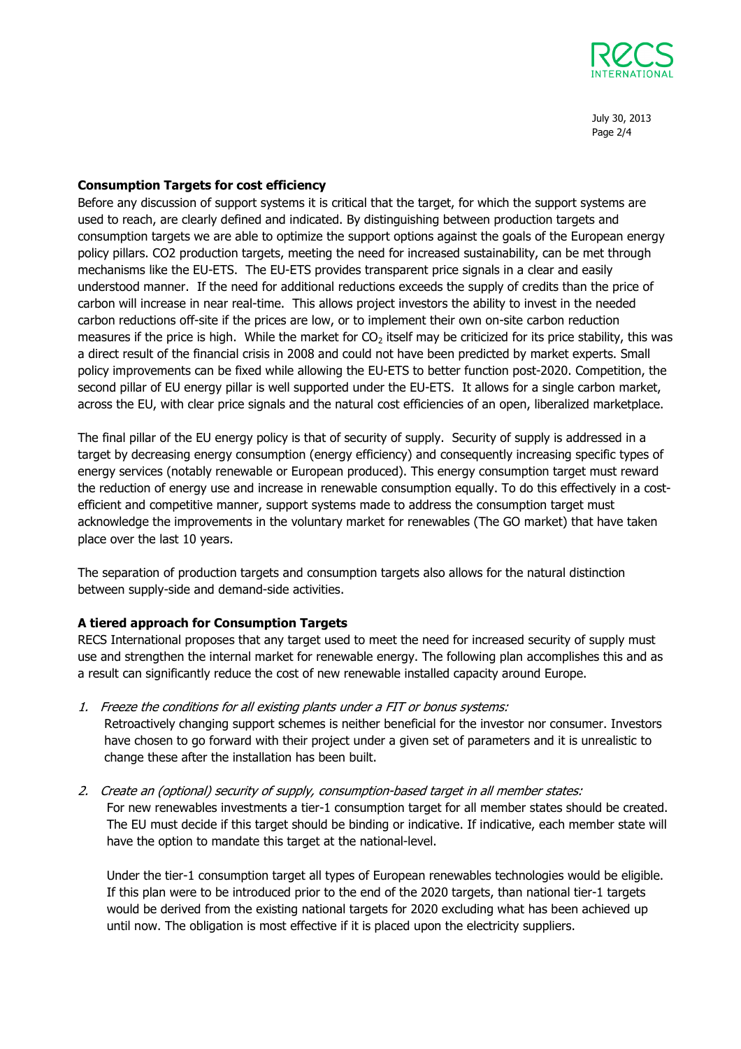**Consumption Targets for cost efficiency**

Before any discussion of support systems it is critical that the target, for which the support systems are used to reach, are clearly defined and indicated. By distinguishing between production targets and consumption targets we are able to optimize the support options against the goals of the European energy policy pillars. CO2 production targets, meeting the need for increased sustainability, can be met through mechanisms like the EU-ETS. The EU-ETS provides transparent price signals in a clear and easily understood manner. If the need for additional reductions exceeds the supply of credits than the price of carbon will increase in near real-time. This allows project investors the ability to invest in the needed carbon reductions off-site if the prices are low, or to implement their own on-site carbon reduction measures if the price is high. While the market for $CO_2$ itself may be criticized for its price stability, this was a direct result of the financial crisis in 2008 and could not have been predicted by market experts. Small policy improvements can be fixed while allowing the EU-ETS to better function post-2020. Competition, the second pillar of EU energy pillar is well supported under the EU-ETS. It allows for a single carbon market, across the EU, with clear price signals and the natural cost efficiencies of an open, liberalized marketplace.

The final pillar of the EU energy policy is that of security of supply. Security of supply is addressed in a target by decreasing energy consumption (energy efficiency) and consequently increasing specific types of energy services (notably renewable or European produced). This energy consumption target must reward the reduction of energy use and increase in renewable consumption equally. To do this effectively in a cost-efficient and competitive manner, support systems made to address the consumption target must acknowledge the improvements in the voluntary market for renewables (The GO market) that have taken place over the last 10 years.

The separation of production targets and consumption targets also allows for the natural distinction between supply-side and demand-side activities.

**A tiered approach for Consumption Targets**

RECS International proposes that any target used to meet the need for increased security of supply must use and strengthen the internal market for renewable energy. The following plan accomplishes this and as a result can significantly reduce the cost of new renewable installed capacity around Europe.

1. *Freeze the conditions for all existing plants under a FIT or bonus systems:*
   Retroactively changing support schemes is neither beneficial for the investor nor consumer. Investors have chosen to go forward with their project under a given set of parameters and it is unrealistic to change these after the installation has been built.

2. *Create an (optional) security of supply, consumption-based target in all member states:*
   For new renewables investments a tier-1 consumption target for all member states should be created. The EU must decide if this target should be binding or indicative. If indicative, each member state will have the option to mandate this target at the national-level.

   Under the tier-1 consumption target all types of European renewables technologies would be eligible. If this plan were to be introduced prior to the end of the 2020 targets, than national tier-1 targets would be derived from the existing national targets for 2020 excluding what has been achieved up until now. The obligation is most effective if it is placed upon the electricity suppliers.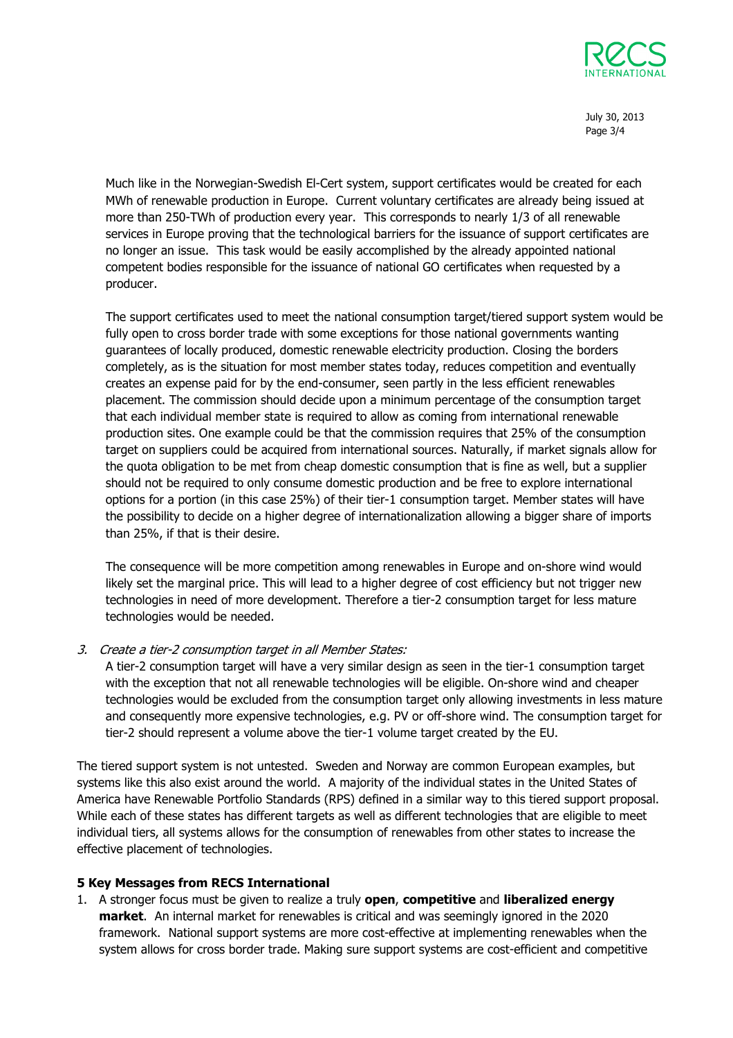Much like in the Norwegian-Swedish El-Cert system, support certificates would be created for each MWh of renewable production in Europe. Current voluntary certificates are already being issued at more than 250-TWh of production every year. This corresponds to nearly 1/3 of all renewable services in Europe proving that the technological barriers for the issuance of support certificates are no longer an issue. This task would be easily accomplished by the already appointed national competent bodies responsible for the issuance of national GO certificates when requested by a producer.

The support certificates used to meet the national consumption target/tiered support system would be fully open to cross border trade with some exceptions for those national governments wanting guarantees of locally produced, domestic renewable electricity production. Closing the borders completely, as is the situation for most member states today, reduces competition and eventually creates an expense paid for by the end-consumer, seen partly in the less efficient renewables placement. The commission should decide upon a minimum percentage of the consumption target that each individual member state is required to allow as coming from international renewable production sites. One example could be that the commission requires that 25% of the consumption target on suppliers could be acquired from international sources. Naturally, if market signals allow for the quota obligation to be met from cheap domestic consumption that is fine as well, but a supplier should not be required to only consume domestic production and be free to explore international options for a portion (in this case 25%) of their tier-1 consumption target. Member states will have the possibility to decide on a higher degree of internationalization allowing a bigger share of imports than 25%, if that is their desire.

The consequence will be more competition among renewables in Europe and on-shore wind would likely set the marginal price. This will lead to a higher degree of cost efficiency but not trigger new technologies in need of more development. Therefore a tier-2 consumption target for less mature technologies would be needed.

3. *Create a tier-2 consumption target in all Member States:*
   A tier-2 consumption target will have a very similar design as seen in the tier-1 consumption target with the exception that not all renewable technologies will be eligible. On-shore wind and cheaper technologies would be excluded from the consumption target only allowing investments in less mature and consequently more expensive technologies, e.g. PV or off-shore wind. The consumption target for tier-2 should represent a volume above the tier-1 volume target created by the EU.

The tiered support system is not untested. Sweden and Norway are common European examples, but systems like this also exist around the world. A majority of the individual states in the United States of America have Renewable Portfolio Standards (RPS) defined in a similar way to this tiered support proposal. While each of these states has different targets as well as different technologies that are eligible to meet individual tiers, all systems allows for the consumption of renewables from other states to increase the effective placement of technologies.

**5 Key Messages from RECS International**

1. A stronger focus must be given to realize a truly **open**, **competitive** and **liberalized energy market**. An internal market for renewables is critical and was seemingly ignored in the 2020 framework. National support systems are more cost-effective at implementing renewables when the system allows for cross border trade. Making sure support systems are cost-efficient and competitive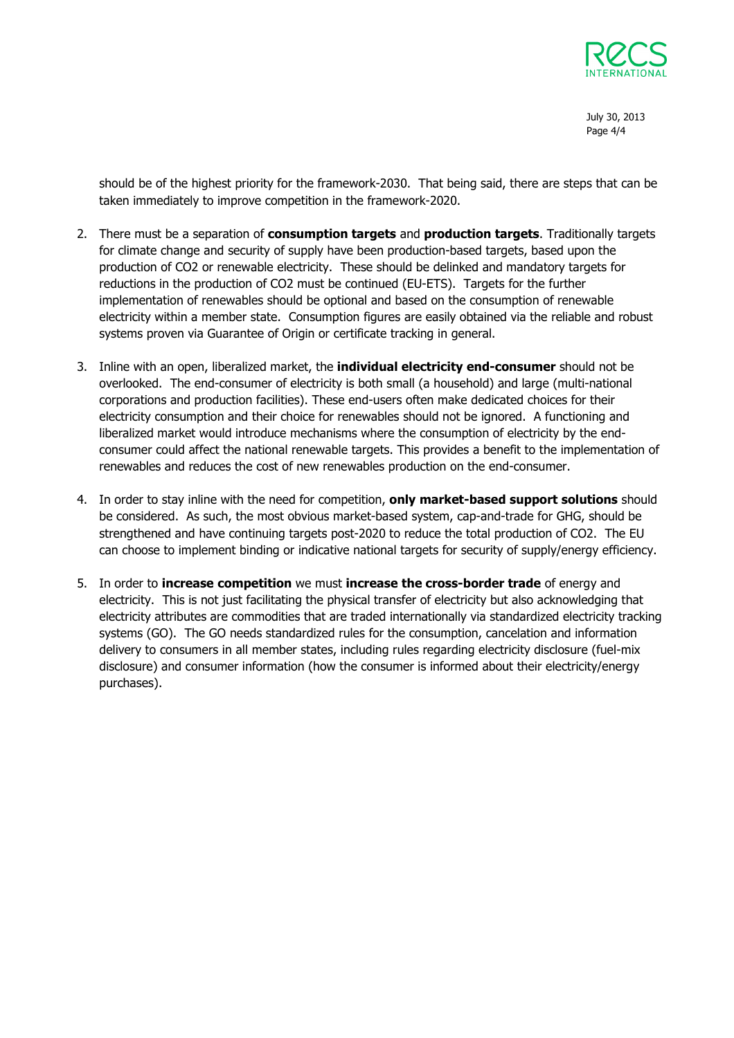should be of the highest priority for the framework-2030. That being said, there are steps that can be taken immediately to improve competition in the framework-2020.

2. There must be a separation of **consumption targets** and **production targets**. Traditionally targets for climate change and security of supply have been production-based targets, based upon the production of CO2 or renewable electricity. These should be delinked and mandatory targets for reductions in the production of CO2 must be continued (EU-ETS). Targets for the further implementation of renewables should be optional and based on the consumption of renewable electricity within a member state. Consumption figures are easily obtained via the reliable and robust systems proven via Guarantee of Origin or certificate tracking in general.

3. Inline with an open, liberalized market, the **individual electricity end-consumer** should not be overlooked. The end-consumer of electricity is both small (a household) and large (multi-national corporations and production facilities). These end-users often make dedicated choices for their electricity consumption and their choice for renewables should not be ignored. A functioning and liberalized market would introduce mechanisms where the consumption of electricity by the end-consumer could affect the national renewable targets. This provides a benefit to the implementation of renewables and reduces the cost of new renewables production on the end-consumer.

4. In order to stay inline with the need for competition, **only market-based support solutions** should be considered. As such, the most obvious market-based system, cap-and-trade for GHG, should be strengthened and have continuing targets post-2020 to reduce the total production of CO2. The EU can choose to implement binding or indicative national targets for security of supply/energy efficiency.

5. In order to **increase competition** we must **increase the cross-border trade** of energy and electricity. This is not just facilitating the physical transfer of electricity but also acknowledging that electricity attributes are commodities that are traded internationally via standardized electricity tracking systems (GO). The GO needs standardized rules for the consumption, cancelation and information delivery to consumers in all member states, including rules regarding electricity disclosure (fuel-mix disclosure) and consumer information (how the consumer is informed about their electricity/energy purchases).